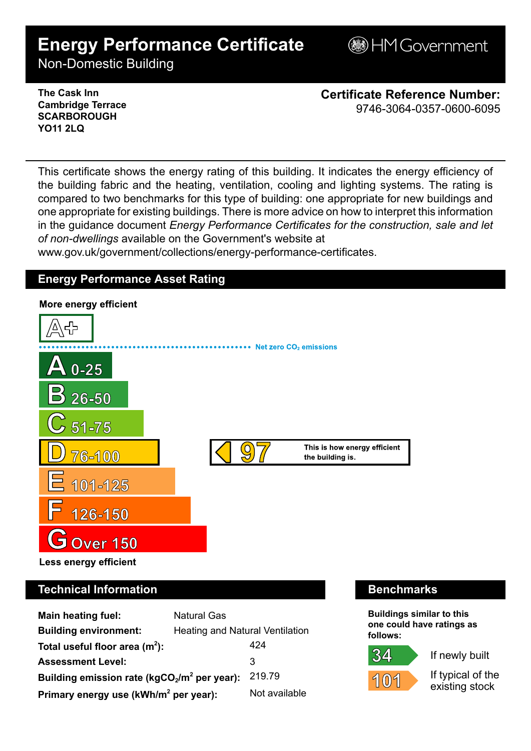# Energy Performance Certificate
## Non-Domestic Building

HM Government

**The Cask Inn**
**Cambridge Terrace**
**SCARBOROUGH**
**YO11 2LQ**

**Certificate Reference Number:**
9746-3064-0357-0600-6095

This certificate shows the energy rating of this building. It indicates the energy efficiency of the building fabric and the heating, ventilation, cooling and lighting systems. The rating is compared to two benchmarks for this type of building: one appropriate for new buildings and one appropriate for existing buildings. There is more advice on how to interpret this information in the guidance document *Energy Performance Certificates for the construction, sale and let of non-dwellings* available on the Government's website at www.gov.uk/government/collections/energy-performance-certificates.

## Energy Performance Asset Rating

**More energy efficient**

- A+
- Net zero $CO_2$ emissions
- A 0-25
- B 26-50
- C 51-75
- D 76-100
- E 101-125
- F 126-150
- G Over 150

**Less energy efficient**

**97** — This is how energy efficient the building is.

## Technical Information

| | |
|---|---|
| **Main heating fuel:** | Natural Gas |
| **Building environment:** | Heating and Natural Ventilation |
| **Total useful floor area ($m^2$):** | 424 |
| **Assessment Level:** | 3 |
| **Building emission rate ($kgCO_2/m^2$ per year):** | 219.79 |
| **Primary energy use ($kWh/m^2$ per year):** | Not available |

## Benchmarks

**Buildings similar to this one could have ratings as follows:**

- **34** If newly built
- **101** If typical of the existing stock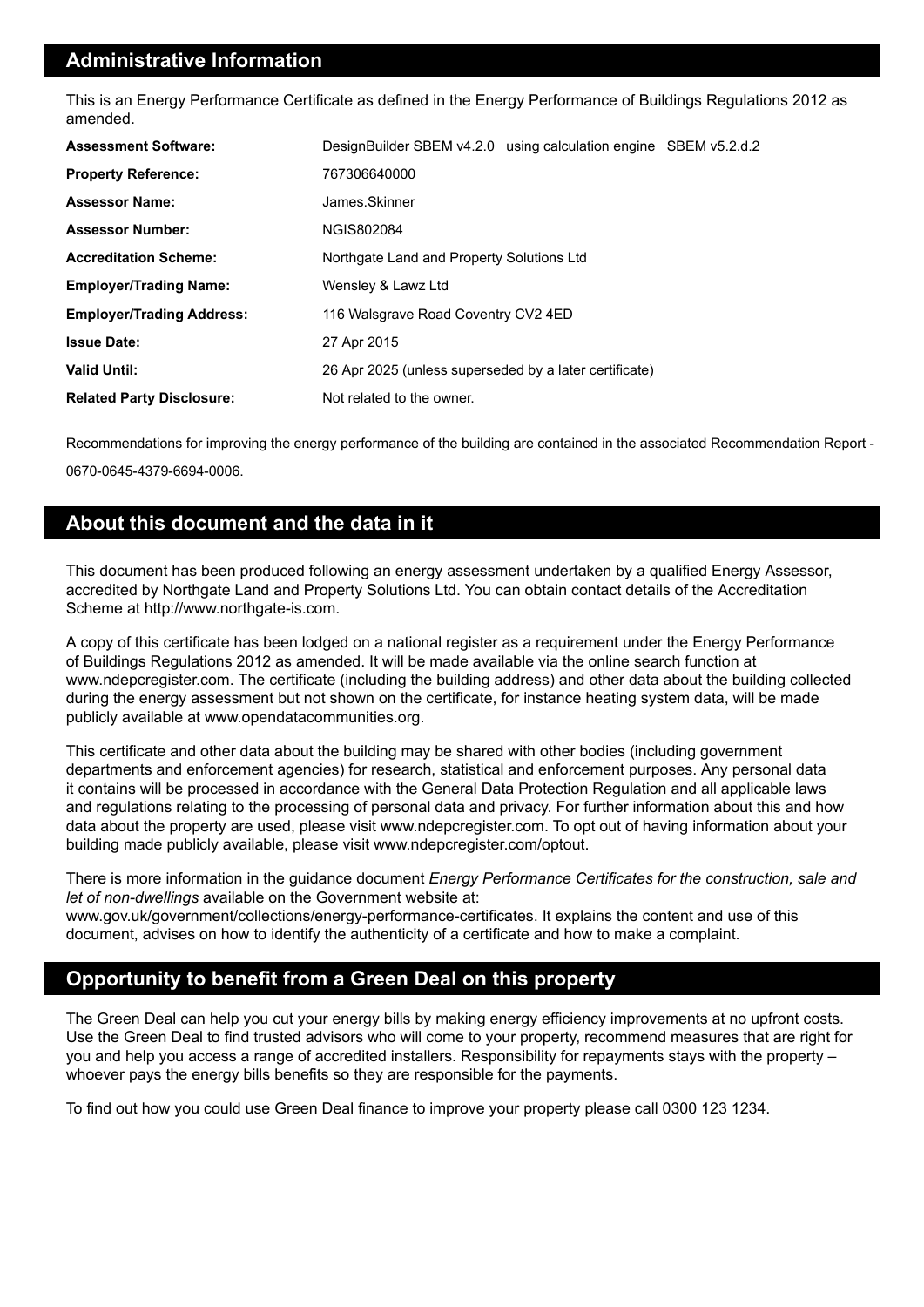## Administrative Information

This is an Energy Performance Certificate as defined in the Energy Performance of Buildings Regulations 2012 as amended.

| | |
|---|---|
| **Assessment Software:** | DesignBuilder SBEM v4.2.0 using calculation engine SBEM v5.2.d.2 |
| **Property Reference:** | 767306640000 |
| **Assessor Name:** | James.Skinner |
| **Assessor Number:** | NGIS802084 |
| **Accreditation Scheme:** | Northgate Land and Property Solutions Ltd |
| **Employer/Trading Name:** | Wensley & Lawz Ltd |
| **Employer/Trading Address:** | 116 Walsgrave Road Coventry CV2 4ED |
| **Issue Date:** | 27 Apr 2015 |
| **Valid Until:** | 26 Apr 2025 (unless superseded by a later certificate) |
| **Related Party Disclosure:** | Not related to the owner. |

Recommendations for improving the energy performance of the building are contained in the associated Recommendation Report - 0670-0645-4379-6694-0006.

## About this document and the data in it

This document has been produced following an energy assessment undertaken by a qualified Energy Assessor, accredited by Northgate Land and Property Solutions Ltd. You can obtain contact details of the Accreditation Scheme at http://www.northgate-is.com.

A copy of this certificate has been lodged on a national register as a requirement under the Energy Performance of Buildings Regulations 2012 as amended. It will be made available via the online search function at www.ndepcregister.com. The certificate (including the building address) and other data about the building collected during the energy assessment but not shown on the certificate, for instance heating system data, will be made publicly available at www.opendatacommunities.org.

This certificate and other data about the building may be shared with other bodies (including government departments and enforcement agencies) for research, statistical and enforcement purposes. Any personal data it contains will be processed in accordance with the General Data Protection Regulation and all applicable laws and regulations relating to the processing of personal data and privacy. For further information about this and how data about the property are used, please visit www.ndepcregister.com. To opt out of having information about your building made publicly available, please visit www.ndepcregister.com/optout.

There is more information in the guidance document *Energy Performance Certificates for the construction, sale and let of non-dwellings* available on the Government website at: www.gov.uk/government/collections/energy-performance-certificates. It explains the content and use of this document, advises on how to identify the authenticity of a certificate and how to make a complaint.

## Opportunity to benefit from a Green Deal on this property

The Green Deal can help you cut your energy bills by making energy efficiency improvements at no upfront costs. Use the Green Deal to find trusted advisors who will come to your property, recommend measures that are right for you and help you access a range of accredited installers. Responsibility for repayments stays with the property – whoever pays the energy bills benefits so they are responsible for the payments.

To find out how you could use Green Deal finance to improve your property please call 0300 123 1234.